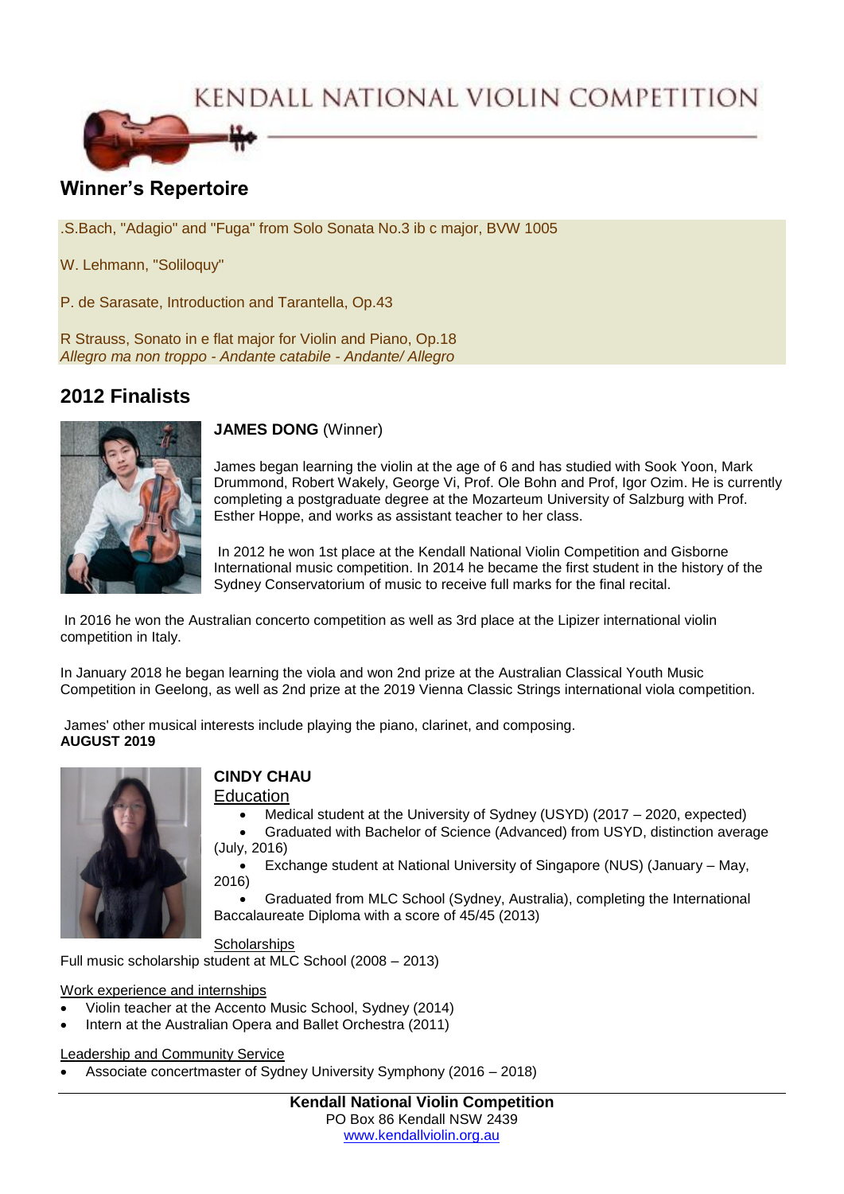# KENDALL NATIONAL VIOLIN COMPETITION

## Winner's Repertoire

.S.Bach, "Adagio" and "Fuga" from Solo Sonata No.3 ib c major, BVW 1005

W. Lehmann, "Soliloquy"

P. de Sarasate, Introduction and Tarantella, Op.43

R Strauss, Sonato in e flat major for Violin and Piano, Op.18
*Allegro ma non troppo - Andante catabile - Andante/ Allegro*

## 2012 Finalists

**JAMES DONG** (Winner)

James began learning the violin at the age of 6 and has studied with Sook Yoon, Mark Drummond, Robert Wakely, George Vi, Prof. Ole Bohn and Prof, Igor Ozim. He is currently completing a postgraduate degree at the Mozarteum University of Salzburg with Prof. Esther Hoppe, and works as assistant teacher to her class.

In 2012 he won 1st place at the Kendall National Violin Competition and Gisborne International music competition. In 2014 he became the first student in the history of the Sydney Conservatorium of music to receive full marks for the final recital.

In 2016 he won the Australian concerto competition as well as 3rd place at the Lipizer international violin competition in Italy.

In January 2018 he began learning the viola and won 2nd prize at the Australian Classical Youth Music Competition in Geelong, as well as 2nd prize at the 2019 Vienna Classic Strings international viola competition.

James' other musical interests include playing the piano, clarinet, and composing.
**AUGUST 2019**

**CINDY CHAU**

Education

- Medical student at the University of Sydney (USYD) (2017 – 2020, expected)
- Graduated with Bachelor of Science (Advanced) from USYD, distinction average (July, 2016)
- Exchange student at National University of Singapore (NUS) (January – May, 2016)
- Graduated from MLC School (Sydney, Australia), completing the International Baccalaureate Diploma with a score of 45/45 (2013)

Scholarships

Full music scholarship student at MLC School (2008 – 2013)

Work experience and internships

- Violin teacher at the Accento Music School, Sydney (2014)
- Intern at the Australian Opera and Ballet Orchestra (2011)

Leadership and Community Service

- Associate concertmaster of Sydney University Symphony (2016 – 2018)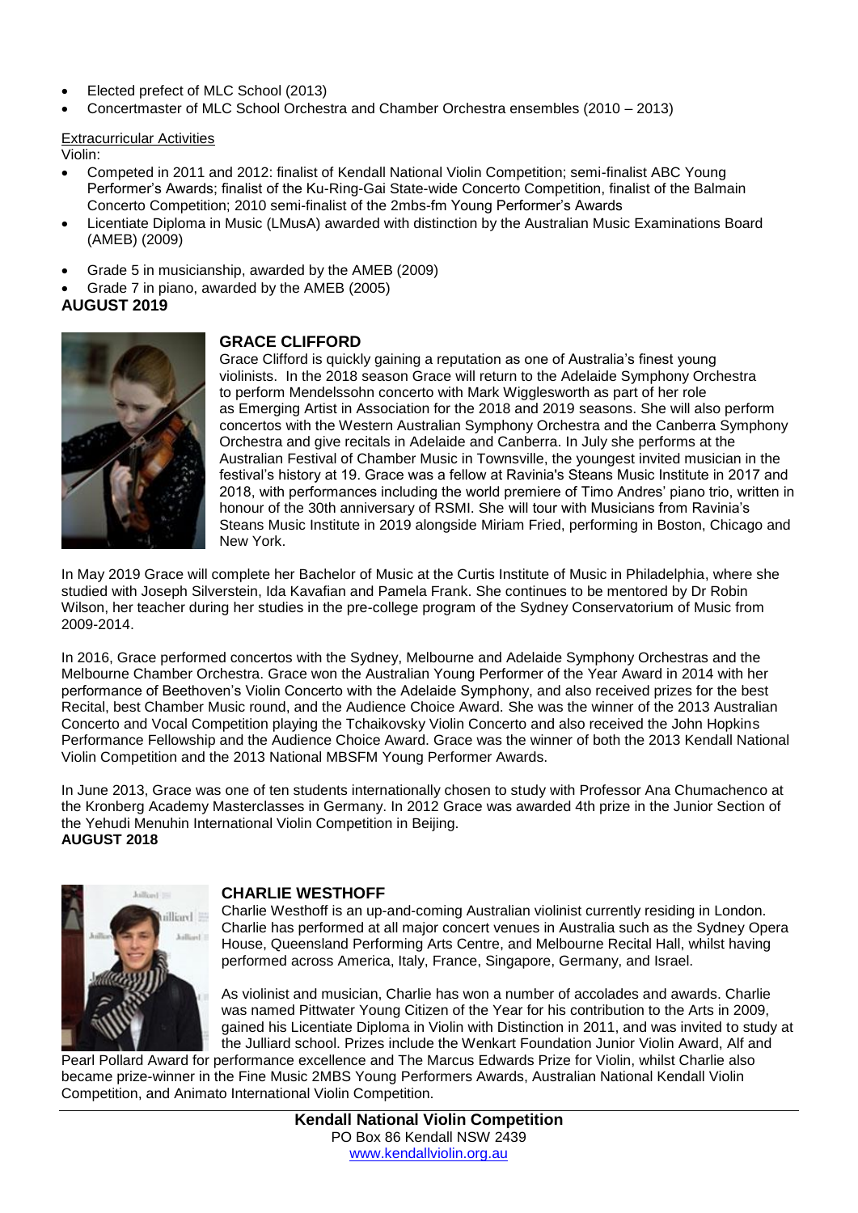- Elected prefect of MLC School (2013)
- Concertmaster of MLC School Orchestra and Chamber Orchestra ensembles (2010 – 2013)

Extracurricular Activities

Violin:

- Competed in 2011 and 2012: finalist of Kendall National Violin Competition; semi-finalist ABC Young Performer's Awards; finalist of the Ku-Ring-Gai State-wide Concerto Competition, finalist of the Balmain Concerto Competition; 2010 semi-finalist of the 2mbs-fm Young Performer's Awards
- Licentiate Diploma in Music (LMusA) awarded with distinction by the Australian Music Examinations Board (AMEB) (2009)
- Grade 5 in musicianship, awarded by the AMEB (2009)
- Grade 7 in piano, awarded by the AMEB (2005)

**AUGUST 2019**

## GRACE CLIFFORD

Grace Clifford is quickly gaining a reputation as one of Australia's finest young violinists. In the 2018 season Grace will return to the Adelaide Symphony Orchestra to perform Mendelssohn concerto with Mark Wigglesworth as part of her role as Emerging Artist in Association for the 2018 and 2019 seasons. She will also perform concertos with the Western Australian Symphony Orchestra and the Canberra Symphony Orchestra and give recitals in Adelaide and Canberra. In July she performs at the Australian Festival of Chamber Music in Townsville, the youngest invited musician in the festival's history at 19. Grace was a fellow at Ravinia's Steans Music Institute in 2017 and 2018, with performances including the world premiere of Timo Andres' piano trio, written in honour of the 30th anniversary of RSMI. She will tour with Musicians from Ravinia's Steans Music Institute in 2019 alongside Miriam Fried, performing in Boston, Chicago and New York.

In May 2019 Grace will complete her Bachelor of Music at the Curtis Institute of Music in Philadelphia, where she studied with Joseph Silverstein, Ida Kavafian and Pamela Frank. She continues to be mentored by Dr Robin Wilson, her teacher during her studies in the pre-college program of the Sydney Conservatorium of Music from 2009-2014.

In 2016, Grace performed concertos with the Sydney, Melbourne and Adelaide Symphony Orchestras and the Melbourne Chamber Orchestra. Grace won the Australian Young Performer of the Year Award in 2014 with her performance of Beethoven's Violin Concerto with the Adelaide Symphony, and also received prizes for the best Recital, best Chamber Music round, and the Audience Choice Award. She was the winner of the 2013 Australian Concerto and Vocal Competition playing the Tchaikovsky Violin Concerto and also received the John Hopkins Performance Fellowship and the Audience Choice Award. Grace was the winner of both the 2013 Kendall National Violin Competition and the 2013 National MBSFM Young Performer Awards.

In June 2013, Grace was one of ten students internationally chosen to study with Professor Ana Chumachenco at the Kronberg Academy Masterclasses in Germany. In 2012 Grace was awarded 4th prize in the Junior Section of the Yehudi Menuhin International Violin Competition in Beijing.

**AUGUST 2018**

## CHARLIE WESTHOFF

Charlie Westhoff is an up-and-coming Australian violinist currently residing in London. Charlie has performed at all major concert venues in Australia such as the Sydney Opera House, Queensland Performing Arts Centre, and Melbourne Recital Hall, whilst having performed across America, Italy, France, Singapore, Germany, and Israel.

As violinist and musician, Charlie has won a number of accolades and awards. Charlie was named Pittwater Young Citizen of the Year for his contribution to the Arts in 2009, gained his Licentiate Diploma in Violin with Distinction in 2011, and was invited to study at the Julliard school. Prizes include the Wenkart Foundation Junior Violin Award, Alf and Pearl Pollard Award for performance excellence and The Marcus Edwards Prize for Violin, whilst Charlie also became prize-winner in the Fine Music 2MBS Young Performers Awards, Australian National Kendall Violin Competition, and Animato International Violin Competition.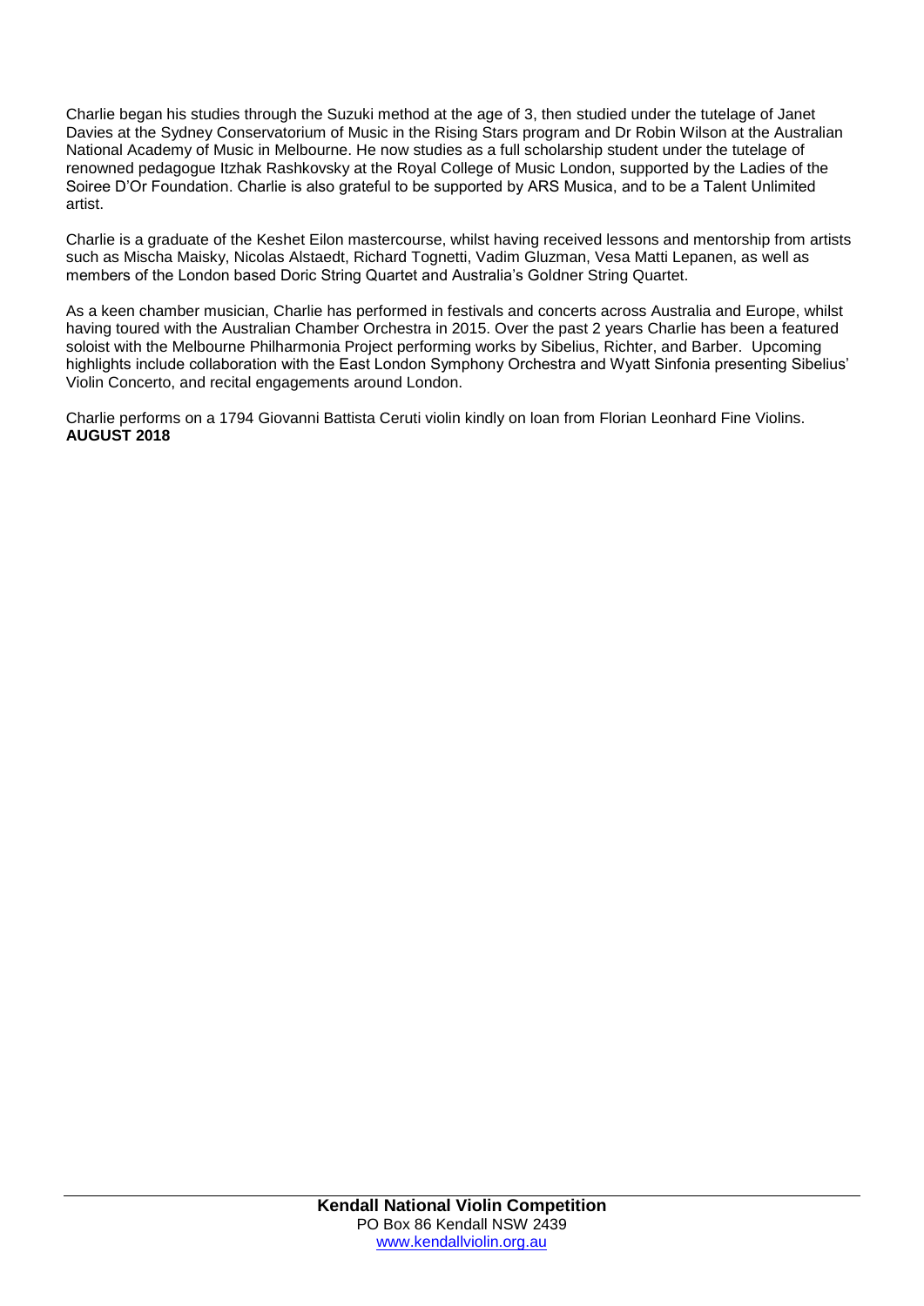Charlie began his studies through the Suzuki method at the age of 3, then studied under the tutelage of Janet Davies at the Sydney Conservatorium of Music in the Rising Stars program and Dr Robin Wilson at the Australian National Academy of Music in Melbourne. He now studies as a full scholarship student under the tutelage of renowned pedagogue Itzhak Rashkovsky at the Royal College of Music London, supported by the Ladies of the Soiree D'Or Foundation. Charlie is also grateful to be supported by ARS Musica, and to be a Talent Unlimited artist.

Charlie is a graduate of the Keshet Eilon mastercourse, whilst having received lessons and mentorship from artists such as Mischa Maisky, Nicolas Alstaedt, Richard Tognetti, Vadim Gluzman, Vesa Matti Lepanen, as well as members of the London based Doric String Quartet and Australia's Goldner String Quartet.

As a keen chamber musician, Charlie has performed in festivals and concerts across Australia and Europe, whilst having toured with the Australian Chamber Orchestra in 2015. Over the past 2 years Charlie has been a featured soloist with the Melbourne Philharmonia Project performing works by Sibelius, Richter, and Barber. Upcoming highlights include collaboration with the East London Symphony Orchestra and Wyatt Sinfonia presenting Sibelius' Violin Concerto, and recital engagements around London.

Charlie performs on a 1794 Giovanni Battista Ceruti violin kindly on loan from Florian Leonhard Fine Violins.
**AUGUST 2018**

**Kendall National Violin Competition**
PO Box 86 Kendall NSW 2439
www.kendallviolin.org.au